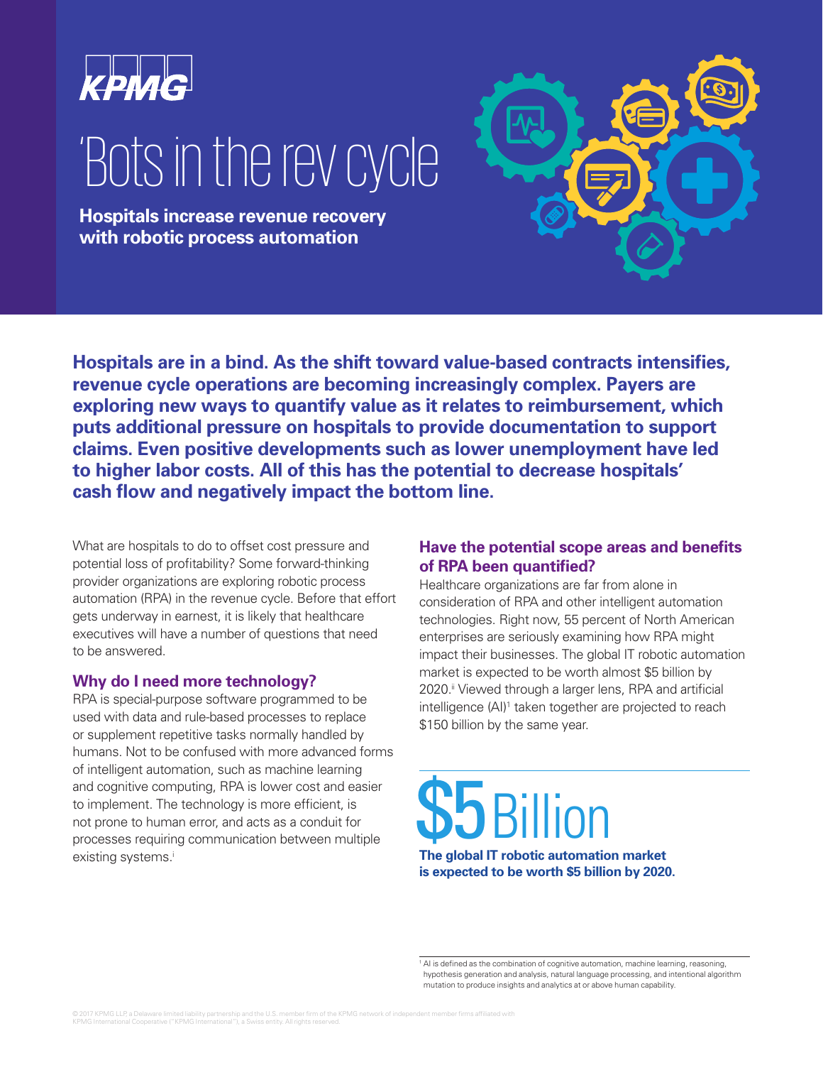KPMG

# 'Bots in the rev cycle

**Hospitals increase revenue recovery with robotic process automation**

**Hospitals are in a bind. As the shift toward value-based contracts intensifies, revenue cycle operations are becoming increasingly complex. Payers are exploring new ways to quantify value as it relates to reimbursement, which puts additional pressure on hospitals to provide documentation to support claims. Even positive developments such as lower unemployment have led to higher labor costs. All of this has the potential to decrease hospitals' cash flow and negatively impact the bottom line.**

What are hospitals to do to offset cost pressure and potential loss of profitability? Some forward-thinking provider organizations are exploring robotic process automation (RPA) in the revenue cycle. Before that effort gets underway in earnest, it is likely that healthcare executives will have a number of questions that need to be answered.

## Why do I need more technology?

RPA is special-purpose software programmed to be used with data and rule-based processes to replace or supplement repetitive tasks normally handled by humans. Not to be confused with more advanced forms of intelligent automation, such as machine learning and cognitive computing, RPA is lower cost and easier to implement. The technology is more efficient, is not prone to human error, and acts as a conduit for processes requiring communication between multiple existing systems.[i]

## Have the potential scope areas and benefits of RPA been quantified?

Healthcare organizations are far from alone in consideration of RPA and other intelligent automation technologies. Right now, 55 percent of North American enterprises are seriously examining how RPA might impact their businesses. The global IT robotic automation market is expected to be worth almost $5 billion by 2020.[ii] Viewed through a larger lens, RPA and artificial intelligence (AI)[1] taken together are projected to reach $150 billion by the same year.

**$5 Billion**

**The global IT robotic automation market is expected to be worth $5 billion by 2020.**

[1] AI is defined as the combination of cognitive automation, machine learning, reasoning, hypothesis generation and analysis, natural language processing, and intentional algorithm mutation to produce insights and analytics at or above human capability.

© 2017 KPMG LLP, a Delaware limited liability partnership and the U.S. member firm of the KPMG network of independent member firms affiliated with KPMG International Cooperative ("KPMG International"), a Swiss entity. All rights reserved.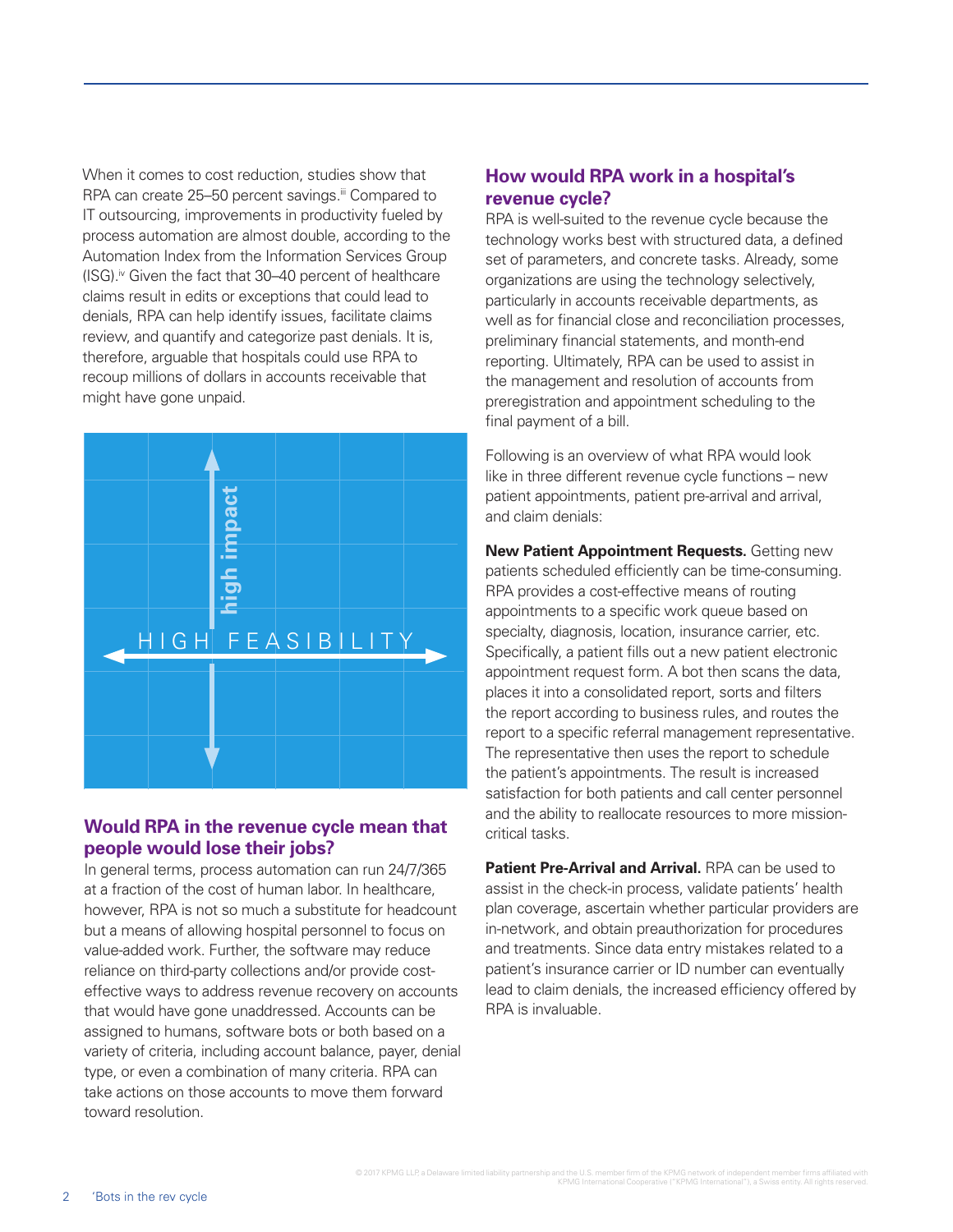When it comes to cost reduction, studies show that RPA can create 25–50 percent savings.[iii] Compared to IT outsourcing, improvements in productivity fueled by process automation are almost double, according to the Automation Index from the Information Services Group (ISG).[iv] Given the fact that 30–40 percent of healthcare claims result in edits or exceptions that could lead to denials, RPA can help identify issues, facilitate claims review, and quantify and categorize past denials. It is, therefore, arguable that hospitals could use RPA to recoup millions of dollars in accounts receivable that might have gone unpaid.

high impact

HIGH FEASIBILITY

## Would RPA in the revenue cycle mean that people would lose their jobs?

In general terms, process automation can run 24/7/365 at a fraction of the cost of human labor. In healthcare, however, RPA is not so much a substitute for headcount but a means of allowing hospital personnel to focus on value-added work. Further, the software may reduce reliance on third-party collections and/or provide cost-effective ways to address revenue recovery on accounts that would have gone unaddressed. Accounts can be assigned to humans, software bots or both based on a variety of criteria, including account balance, payer, denial type, or even a combination of many criteria. RPA can take actions on those accounts to move them forward toward resolution.

## How would RPA work in a hospital's revenue cycle?

RPA is well-suited to the revenue cycle because the technology works best with structured data, a defined set of parameters, and concrete tasks. Already, some organizations are using the technology selectively, particularly in accounts receivable departments, as well as for financial close and reconciliation processes, preliminary financial statements, and month-end reporting. Ultimately, RPA can be used to assist in the management and resolution of accounts from preregistration and appointment scheduling to the final payment of a bill.

Following is an overview of what RPA would look like in three different revenue cycle functions – new patient appointments, patient pre-arrival and arrival, and claim denials:

**New Patient Appointment Requests.** Getting new patients scheduled efficiently can be time-consuming. RPA provides a cost-effective means of routing appointments to a specific work queue based on specialty, diagnosis, location, insurance carrier, etc. Specifically, a patient fills out a new patient electronic appointment request form. A bot then scans the data, places it into a consolidated report, sorts and filters the report according to business rules, and routes the report to a specific referral management representative. The representative then uses the report to schedule the patient's appointments. The result is increased satisfaction for both patients and call center personnel and the ability to reallocate resources to more mission-critical tasks.

**Patient Pre-Arrival and Arrival.** RPA can be used to assist in the check-in process, validate patients' health plan coverage, ascertain whether particular providers are in-network, and obtain preauthorization for procedures and treatments. Since data entry mistakes related to a patient's insurance carrier or ID number can eventually lead to claim denials, the increased efficiency offered by RPA is invaluable.

© 2017 KPMG LLP, a Delaware limited liability partnership and the U.S. member firm of the KPMG network of independent member firms affiliated with KPMG International Cooperative ("KPMG International"), a Swiss entity. All rights reserved.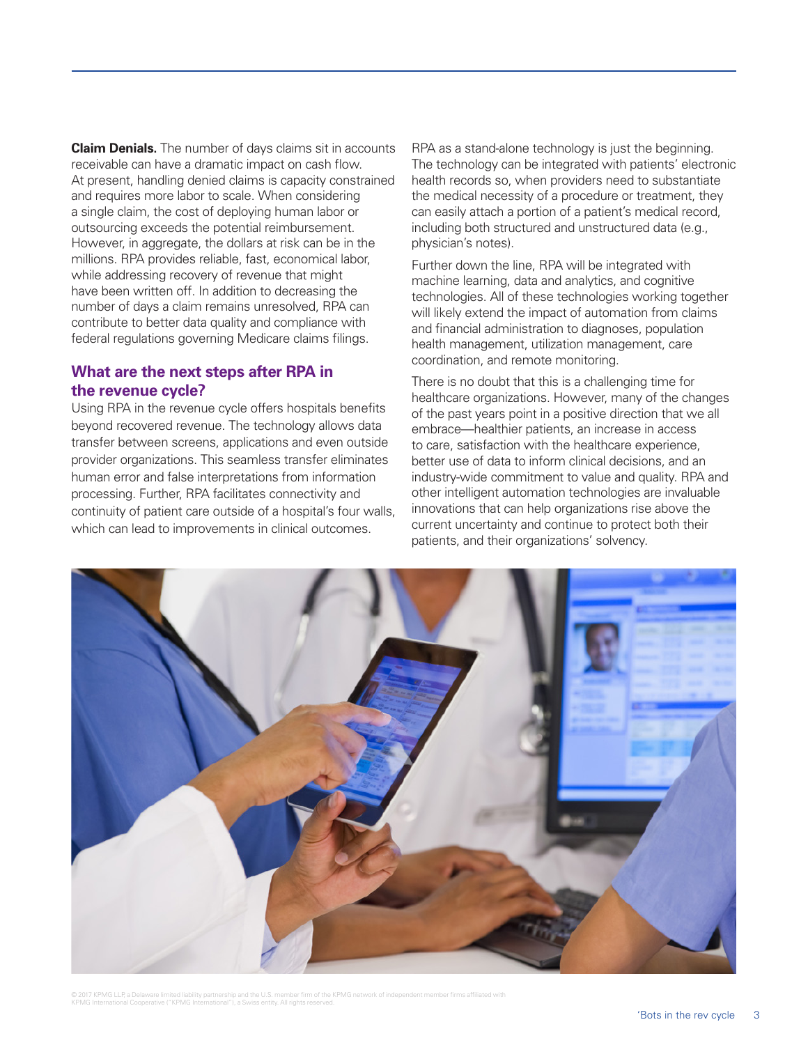**Claim Denials.** The number of days claims sit in accounts receivable can have a dramatic impact on cash flow. At present, handling denied claims is capacity constrained and requires more labor to scale. When considering a single claim, the cost of deploying human labor or outsourcing exceeds the potential reimbursement. However, in aggregate, the dollars at risk can be in the millions. RPA provides reliable, fast, economical labor, while addressing recovery of revenue that might have been written off. In addition to decreasing the number of days a claim remains unresolved, RPA can contribute to better data quality and compliance with federal regulations governing Medicare claims filings.

## What are the next steps after RPA in the revenue cycle?

Using RPA in the revenue cycle offers hospitals benefits beyond recovered revenue. The technology allows data transfer between screens, applications and even outside provider organizations. This seamless transfer eliminates human error and false interpretations from information processing. Further, RPA facilitates connectivity and continuity of patient care outside of a hospital's four walls, which can lead to improvements in clinical outcomes.

RPA as a stand-alone technology is just the beginning. The technology can be integrated with patients' electronic health records so, when providers need to substantiate the medical necessity of a procedure or treatment, they can easily attach a portion of a patient's medical record, including both structured and unstructured data (e.g., physician's notes).

Further down the line, RPA will be integrated with machine learning, data and analytics, and cognitive technologies. All of these technologies working together will likely extend the impact of automation from claims and financial administration to diagnoses, population health management, utilization management, care coordination, and remote monitoring.

There is no doubt that this is a challenging time for healthcare organizations. However, many of the changes of the past years point in a positive direction that we all embrace—healthier patients, an increase in access to care, satisfaction with the healthcare experience, better use of data to inform clinical decisions, and an industry-wide commitment to value and quality. RPA and other intelligent automation technologies are invaluable innovations that can help organizations rise above the current uncertainty and continue to protect both their patients, and their organizations' solvency.

© 2017 KPMG LLP, a Delaware limited liability partnership and the U.S. member firm of the KPMG network of independent member firms affiliated with KPMG International Cooperative ("KPMG International"), a Swiss entity. All rights reserved.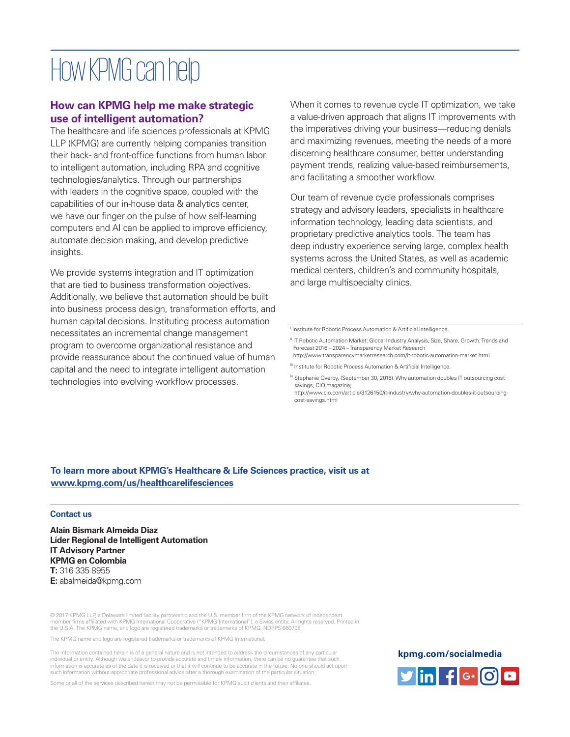# How KPMG can help

### How can KPMG help me make strategic use of intelligent automation?

The healthcare and life sciences professionals at KPMG LLP (KPMG) are currently helping companies transition their back- and front-office functions from human labor to intelligent automation, including RPA and cognitive technologies/analytics. Through our partnerships with leaders in the cognitive space, coupled with the capabilities of our in-house data & analytics center, we have our finger on the pulse of how self-learning computers and AI can be applied to improve efficiency, automate decision making, and develop predictive insights.

We provide systems integration and IT optimization that are tied to business transformation objectives. Additionally, we believe that automation should be built into business process design, transformation efforts, and human capital decisions. Instituting process automation necessitates an incremental change management program to overcome organizational resistance and provide reassurance about the continued value of human capital and the need to integrate intelligent automation technologies into evolving workflow processes.

When it comes to revenue cycle IT optimization, we take a value-driven approach that aligns IT improvements with the imperatives driving your business—reducing denials and maximizing revenues, meeting the needs of a more discerning healthcare consumer, better understanding payment trends, realizing value-based reimbursements, and facilitating a smoother workflow.

Our team of revenue cycle professionals comprises strategy and advisory leaders, specialists in healthcare information technology, leading data scientists, and proprietary predictive analytics tools. The team has deep industry experience serving large, complex health systems across the United States, as well as academic medical centers, children's and community hospitals, and large multispecialty clinics.

[i] Institute for Robotic Process Automation & Artificial Intelligence.

[ii] IT Robotic Automation Market: Global Industry Analysis, Size, Share, Growth, Trends and Forecast 2016 – 2024 – Transparency Market Research http://www.transparencymarketresearch.com/it-robotic-automation-market.html

[iii] Institute for Robotic Process Automation & Artificial Intelligence.

[iv] Stephanie Overby, (September 30, 2016). Why automation doubles IT outsourcing cost savings, CIO magazine; http://www.cio.com/article/3126150/it-industry/why-automation-doubles-it-outsourcing-cost-savings.html

**To learn more about KPMG's Healthcare & Life Sciences practice, visit us at www.kpmg.com/us/healthcarelifesciences**

**Contact us**

**Alain Bismark Almeida Diaz**
**Líder Regional de Intelligent Automation**
**IT Advisory Partner**
**KPMG en Colombia**
**T:** 316 335 8955
**E:** abalmeida@kpmg.com

© 2017 KPMG LLP, a Delaware limited liability partnership and the U.S. member firm of the KPMG network of independent member firms affiliated with KPMG International Cooperative ("KPMG International"), a Swiss entity. All rights reserved. Printed in the U.S.A. The KPMG name, and logo are registered trademarks or trademarks of KPMG. NDPPS 660708

The KPMG name and logo are registered trademarks or trademarks of KPMG International.

The information contained herein is of a general nature and is not intended to address the circumstances of any particular individual or entity. Although we endeavor to provide accurate and timely information, there can be no guarantee that such information is accurate as of the date it is received or that it will continue to be accurate in the future. No one should act upon such information without appropriate professional advice after a thorough examination of the particular situation.

Some or all of the services described herein may not be permissible for KPMG audit clients and their affiliates.

**kpmg.com/socialmedia**